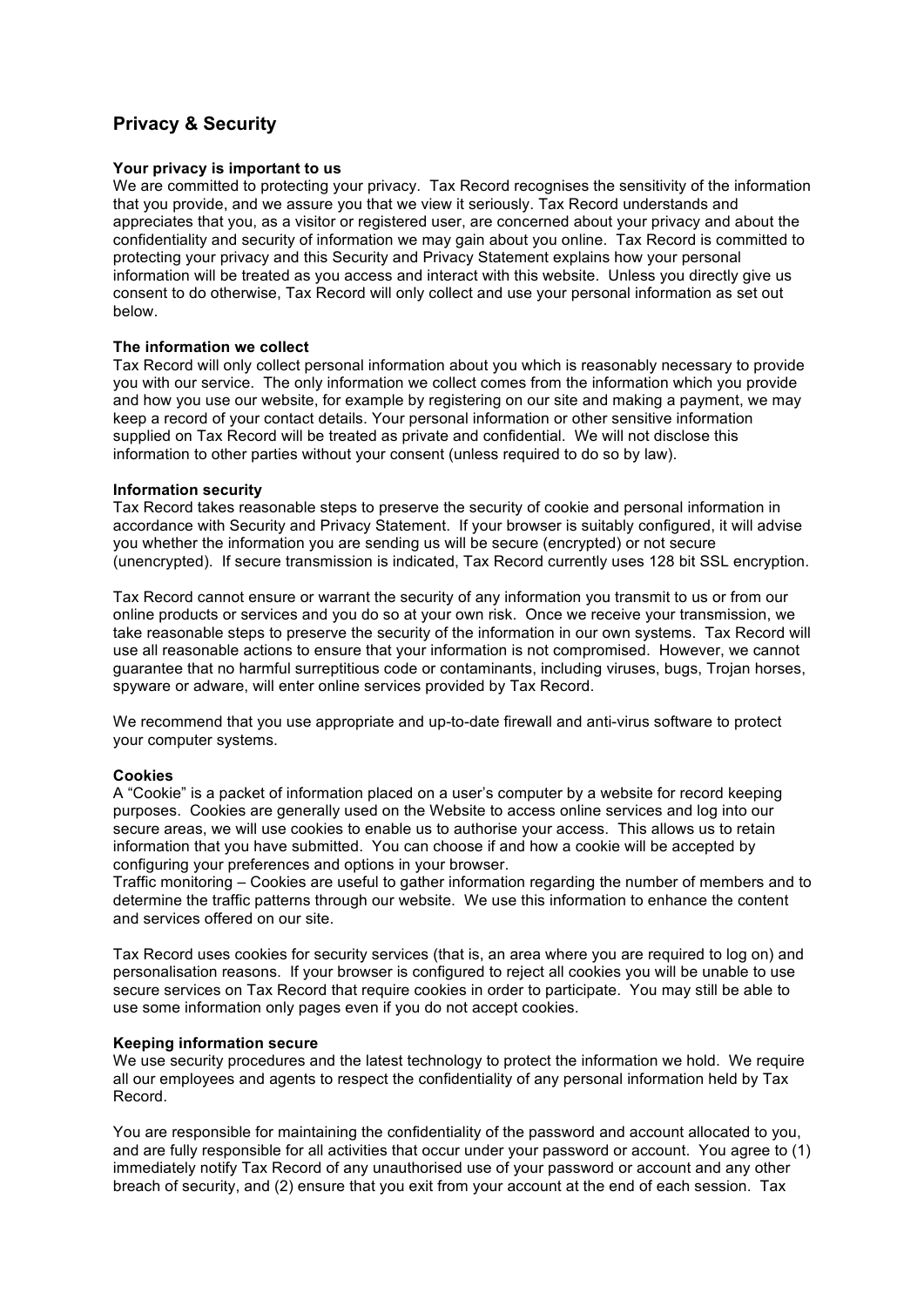## Privacy & Security

**Your privacy is important to us**
We are committed to protecting your privacy. Tax Record recognises the sensitivity of the information that you provide, and we assure you that we view it seriously. Tax Record understands and appreciates that you, as a visitor or registered user, are concerned about your privacy and about the confidentiality and security of information we may gain about you online. Tax Record is committed to protecting your privacy and this Security and Privacy Statement explains how your personal information will be treated as you access and interact with this website. Unless you directly give us consent to do otherwise, Tax Record will only collect and use your personal information as set out below.

**The information we collect**
Tax Record will only collect personal information about you which is reasonably necessary to provide you with our service. The only information we collect comes from the information which you provide and how you use our website, for example by registering on our site and making a payment, we may keep a record of your contact details. Your personal information or other sensitive information supplied on Tax Record will be treated as private and confidential. We will not disclose this information to other parties without your consent (unless required to do so by law).

**Information security**
Tax Record takes reasonable steps to preserve the security of cookie and personal information in accordance with Security and Privacy Statement. If your browser is suitably configured, it will advise you whether the information you are sending us will be secure (encrypted) or not secure (unencrypted). If secure transmission is indicated, Tax Record currently uses 128 bit SSL encryption.

Tax Record cannot ensure or warrant the security of any information you transmit to us or from our online products or services and you do so at your own risk. Once we receive your transmission, we take reasonable steps to preserve the security of the information in our own systems. Tax Record will use all reasonable actions to ensure that your information is not compromised. However, we cannot guarantee that no harmful surreptitious code or contaminants, including viruses, bugs, Trojan horses, spyware or adware, will enter online services provided by Tax Record.

We recommend that you use appropriate and up-to-date firewall and anti-virus software to protect your computer systems.

**Cookies**
A "Cookie" is a packet of information placed on a user's computer by a website for record keeping purposes. Cookies are generally used on the Website to access online services and log into our secure areas, we will use cookies to enable us to authorise your access. This allows us to retain information that you have submitted. You can choose if and how a cookie will be accepted by configuring your preferences and options in your browser.
Traffic monitoring – Cookies are useful to gather information regarding the number of members and to determine the traffic patterns through our website. We use this information to enhance the content and services offered on our site.

Tax Record uses cookies for security services (that is, an area where you are required to log on) and personalisation reasons. If your browser is configured to reject all cookies you will be unable to use secure services on Tax Record that require cookies in order to participate. You may still be able to use some information only pages even if you do not accept cookies.

**Keeping information secure**
We use security procedures and the latest technology to protect the information we hold. We require all our employees and agents to respect the confidentiality of any personal information held by Tax Record.

You are responsible for maintaining the confidentiality of the password and account allocated to you, and are fully responsible for all activities that occur under your password or account. You agree to (1) immediately notify Tax Record of any unauthorised use of your password or account and any other breach of security, and (2) ensure that you exit from your account at the end of each session. Tax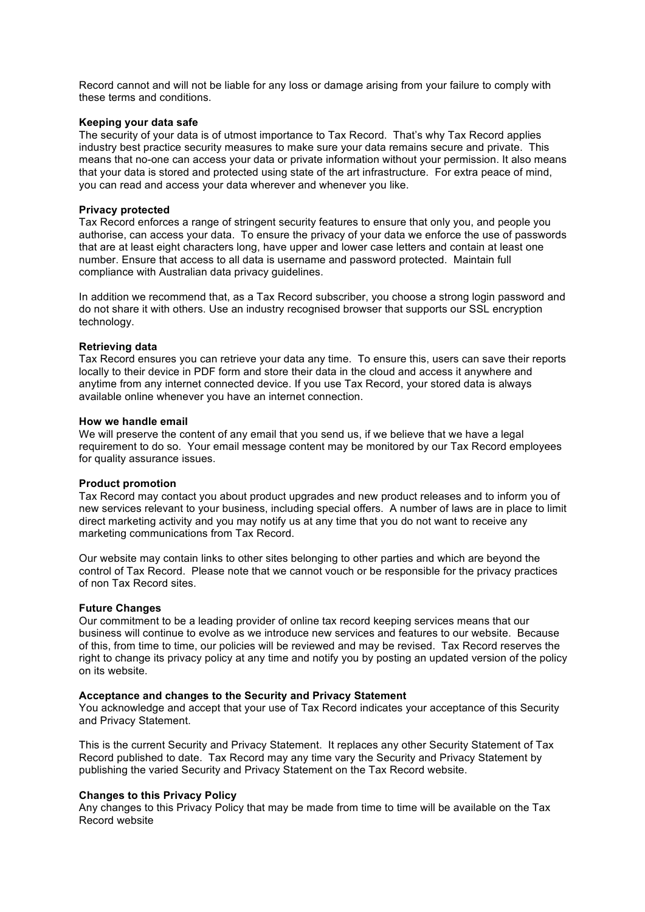Record cannot and will not be liable for any loss or damage arising from your failure to comply with these terms and conditions.

**Keeping your data safe**

The security of your data is of utmost importance to Tax Record. That's why Tax Record applies industry best practice security measures to make sure your data remains secure and private. This means that no-one can access your data or private information without your permission. It also means that your data is stored and protected using state of the art infrastructure. For extra peace of mind, you can read and access your data wherever and whenever you like.

**Privacy protected**

Tax Record enforces a range of stringent security features to ensure that only you, and people you authorise, can access your data. To ensure the privacy of your data we enforce the use of passwords that are at least eight characters long, have upper and lower case letters and contain at least one number. Ensure that access to all data is username and password protected. Maintain full compliance with Australian data privacy guidelines.

In addition we recommend that, as a Tax Record subscriber, you choose a strong login password and do not share it with others. Use an industry recognised browser that supports our SSL encryption technology.

**Retrieving data**

Tax Record ensures you can retrieve your data any time. To ensure this, users can save their reports locally to their device in PDF form and store their data in the cloud and access it anywhere and anytime from any internet connected device. If you use Tax Record, your stored data is always available online whenever you have an internet connection.

**How we handle email**

We will preserve the content of any email that you send us, if we believe that we have a legal requirement to do so. Your email message content may be monitored by our Tax Record employees for quality assurance issues.

**Product promotion**

Tax Record may contact you about product upgrades and new product releases and to inform you of new services relevant to your business, including special offers. A number of laws are in place to limit direct marketing activity and you may notify us at any time that you do not want to receive any marketing communications from Tax Record.

Our website may contain links to other sites belonging to other parties and which are beyond the control of Tax Record. Please note that we cannot vouch or be responsible for the privacy practices of non Tax Record sites.

**Future Changes**

Our commitment to be a leading provider of online tax record keeping services means that our business will continue to evolve as we introduce new services and features to our website. Because of this, from time to time, our policies will be reviewed and may be revised. Tax Record reserves the right to change its privacy policy at any time and notify you by posting an updated version of the policy on its website.

**Acceptance and changes to the Security and Privacy Statement**

You acknowledge and accept that your use of Tax Record indicates your acceptance of this Security and Privacy Statement.

This is the current Security and Privacy Statement. It replaces any other Security Statement of Tax Record published to date. Tax Record may any time vary the Security and Privacy Statement by publishing the varied Security and Privacy Statement on the Tax Record website.

**Changes to this Privacy Policy**

Any changes to this Privacy Policy that may be made from time to time will be available on the Tax Record website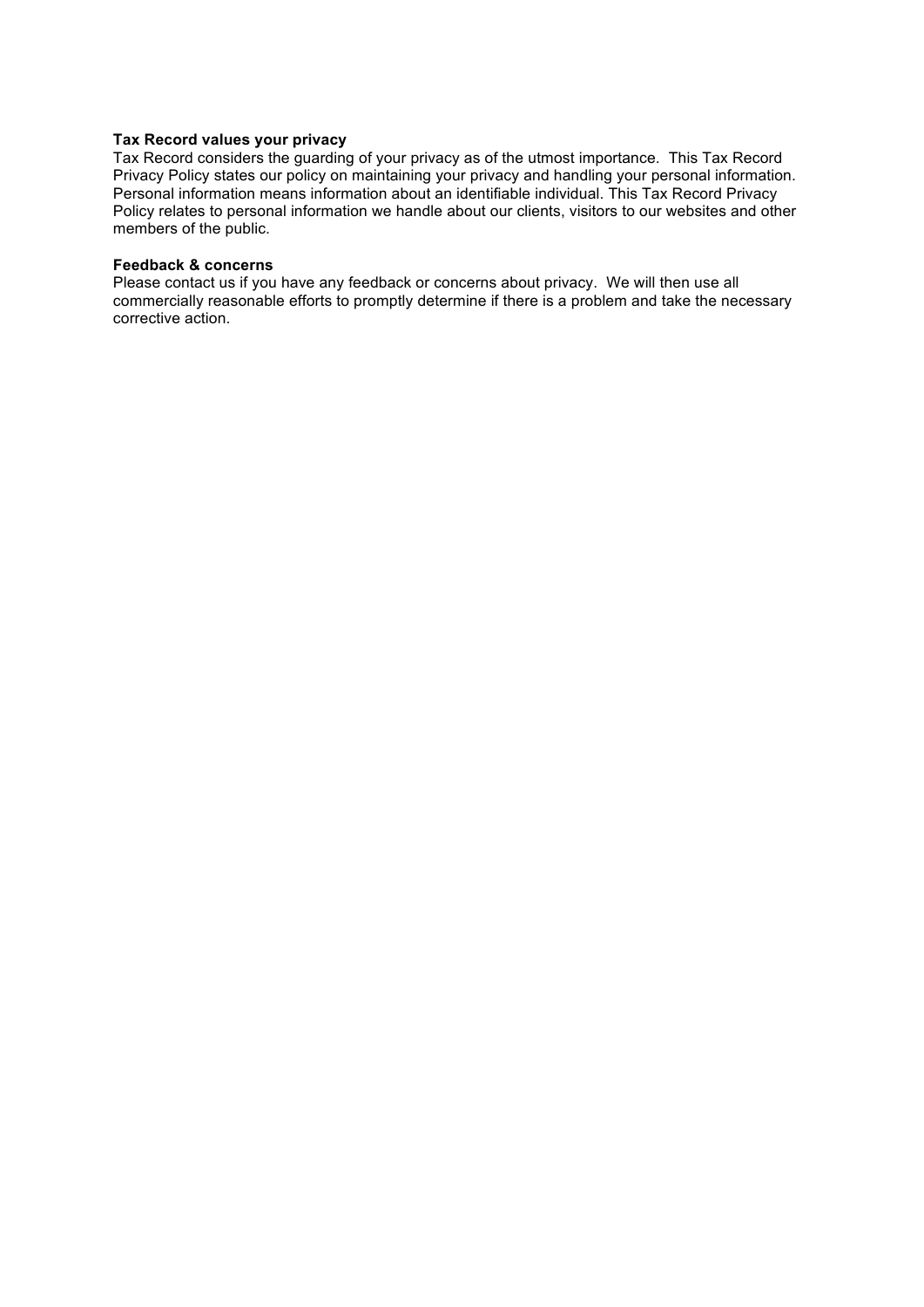**Tax Record values your privacy**

Tax Record considers the guarding of your privacy as of the utmost importance. This Tax Record Privacy Policy states our policy on maintaining your privacy and handling your personal information. Personal information means information about an identifiable individual. This Tax Record Privacy Policy relates to personal information we handle about our clients, visitors to our websites and other members of the public.

**Feedback & concerns**

Please contact us if you have any feedback or concerns about privacy. We will then use all commercially reasonable efforts to promptly determine if there is a problem and take the necessary corrective action.